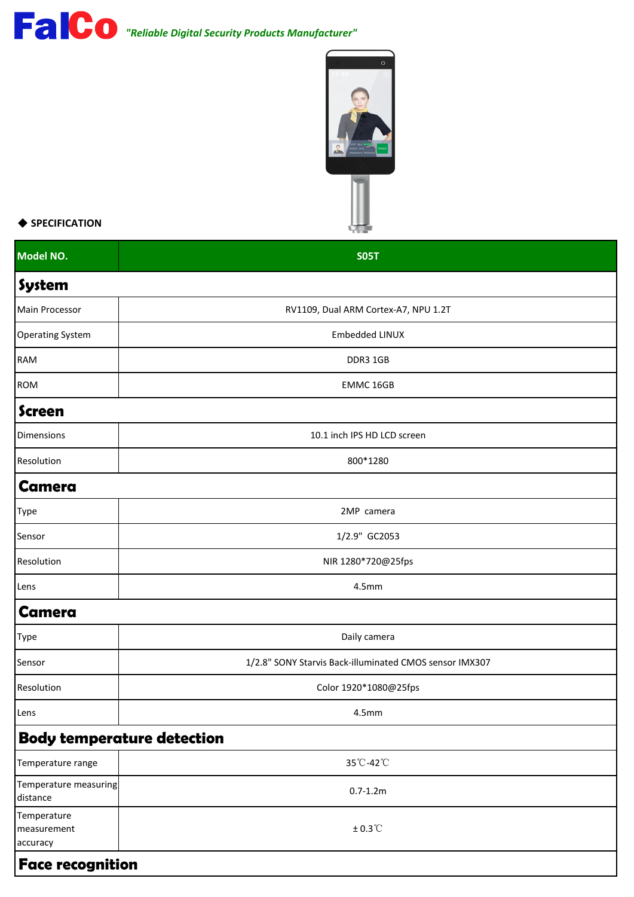FalCo *"Reliable Digital Security Products Manufacturer"*

◆ **SPECIFICATION**

| Model NO. | S05T |
|---|---|
| **System** | |
| Main Processor | RV1109, Dual ARM Cortex-A7, NPU 1.2T |
| Operating System | Embedded LINUX |
| RAM | DDR3 1GB |
| ROM | EMMC 16GB |
| **Screen** | |
| Dimensions | 10.1 inch IPS HD LCD screen |
| Resolution | 800*1280 |
| **Camera** | |
| Type | 2MP camera |
| Sensor | 1/2.9" GC2053 |
| Resolution | NIR 1280*720@25fps |
| Lens | 4.5mm |
| **Camera** | |
| Type | Daily camera |
| Sensor | 1/2.8" SONY Starvis Back-illuminated CMOS sensor IMX307 |
| Resolution | Color 1920*1080@25fps |
| Lens | 4.5mm |
| **Body temperature detection** | |
| Temperature range | 35℃-42℃ |
| Temperature measuring distance | 0.7-1.2m |
| Temperature measurement accuracy | ± 0.3℃ |
| **Face recognition** | |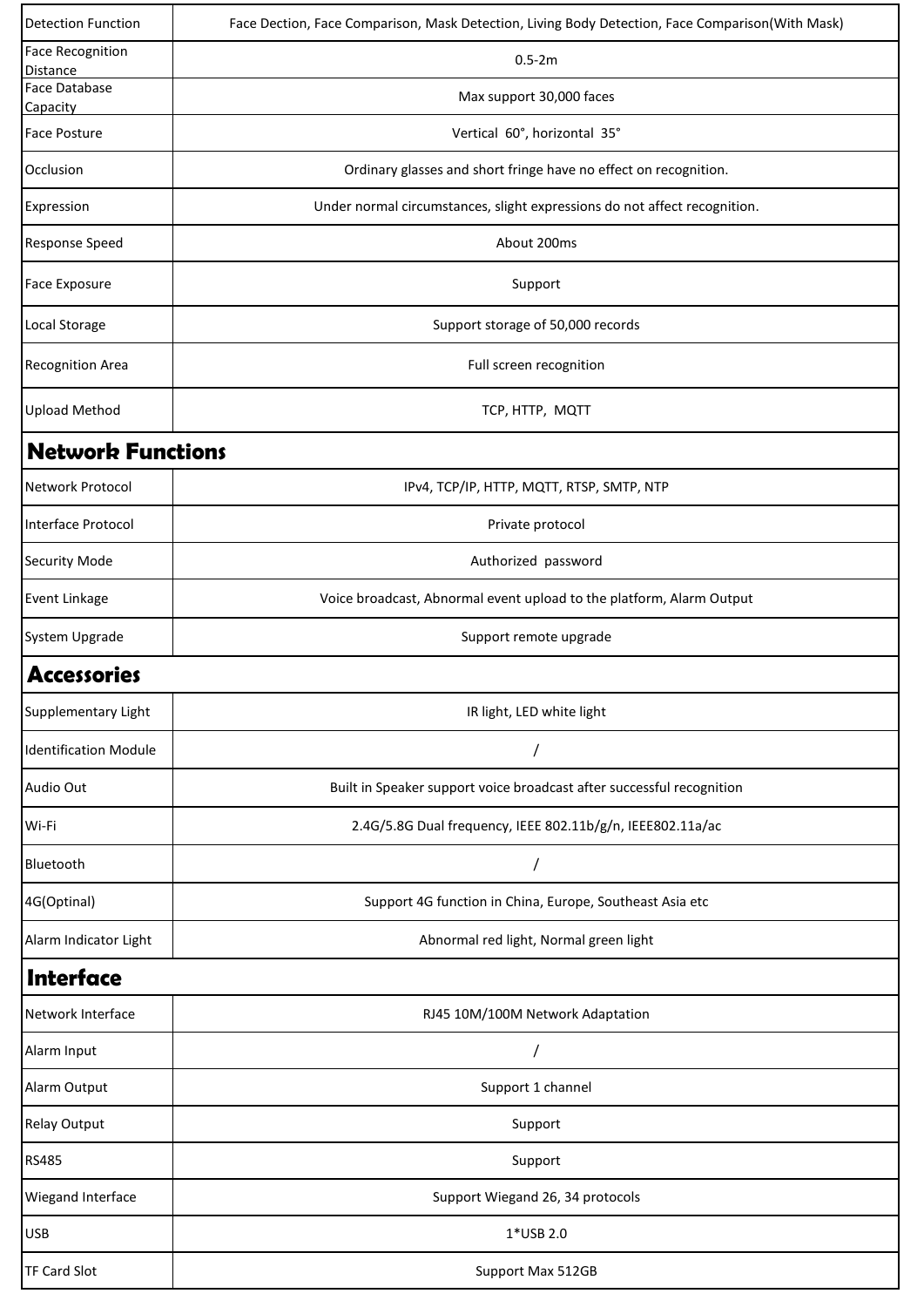| | |
|---|---|
| Detection Function | Face Dection, Face Comparison, Mask Detection, Living Body Detection, Face Comparison(With Mask) |
| Face Recognition Distance | 0.5-2m |
| Face Database Capacity | Max support 30,000 faces |
| Face Posture | Vertical 60°, horizontal 35° |
| Occlusion | Ordinary glasses and short fringe have no effect on recognition. |
| Expression | Under normal circumstances, slight expressions do not affect recognition. |
| Response Speed | About 200ms |
| Face Exposure | Support |
| Local Storage | Support storage of 50,000 records |
| Recognition Area | Full screen recognition |
| Upload Method | TCP, HTTP, MQTT |
| **Network Functions** | |
| Network Protocol | IPv4, TCP/IP, HTTP, MQTT, RTSP, SMTP, NTP |
| Interface Protocol | Private protocol |
| Security Mode | Authorized password |
| Event Linkage | Voice broadcast, Abnormal event upload to the platform, Alarm Output |
| System Upgrade | Support remote upgrade |
| **Accessories** | |
| Supplementary Light | IR light, LED white light |
| Identification Module | / |
| Audio Out | Built in Speaker support voice broadcast after successful recognition |
| Wi-Fi | 2.4G/5.8G Dual frequency, IEEE 802.11b/g/n, IEEE802.11a/ac |
| Bluetooth | / |
| 4G(Optinal) | Support 4G function in China, Europe, Southeast Asia etc |
| Alarm Indicator Light | Abnormal red light, Normal green light |
| **Interface** | |
| Network Interface | RJ45 10M/100M Network Adaptation |
| Alarm Input | / |
| Alarm Output | Support 1 channel |
| Relay Output | Support |
| RS485 | Support |
| Wiegand Interface | Support Wiegand 26, 34 protocols |
| USB | 1*USB 2.0 |
| TF Card Slot | Support Max 512GB |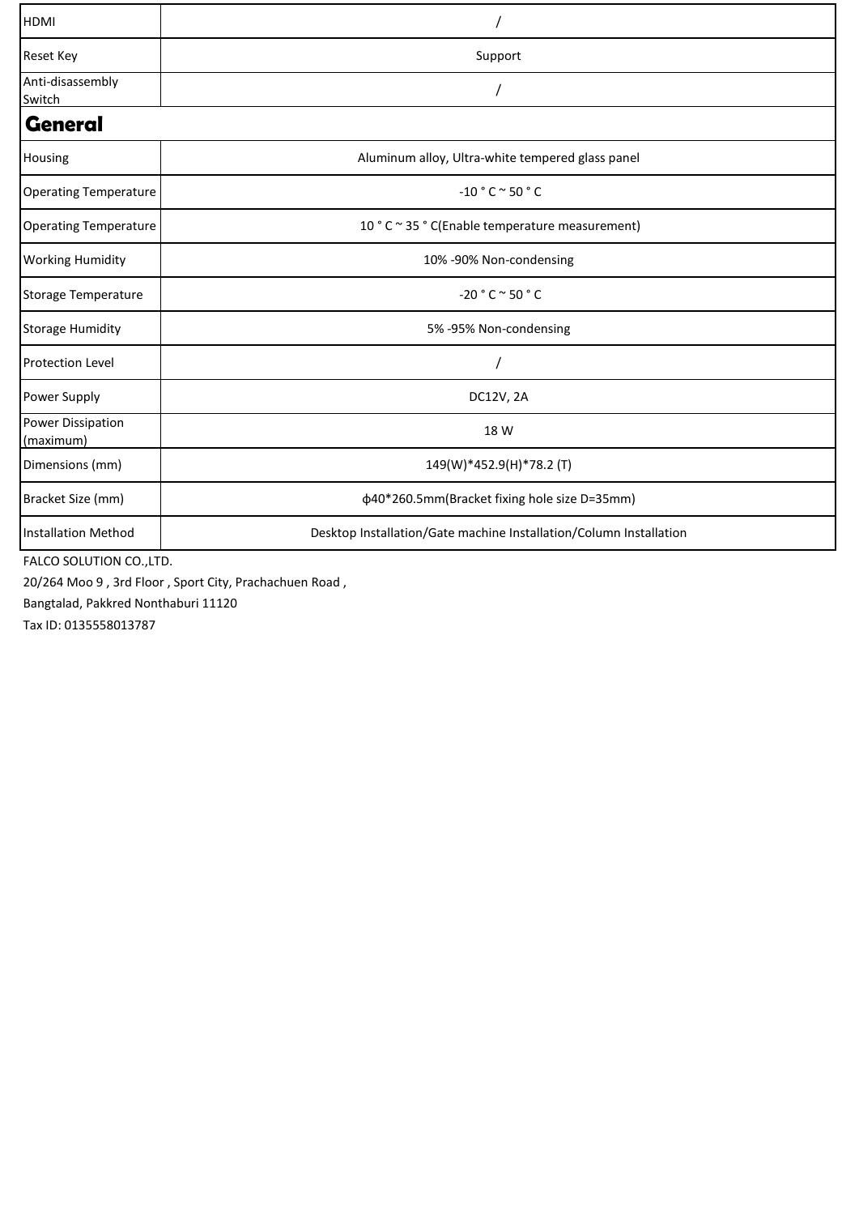| | |
|---|---|
| HDMI | / |
| Reset Key | Support |
| Anti-disassembly Switch | / |

## General

| | |
|---|---|
| Housing | Aluminum alloy, Ultra-white tempered glass panel |
| Operating Temperature | -10 ° C ~ 50 ° C |
| Operating Temperature | 10 ° C ~ 35 ° C(Enable temperature measurement) |
| Working Humidity | 10% -90% Non-condensing |
| Storage Temperature | -20 ° C ~ 50 ° C |
| Storage Humidity | 5% -95% Non-condensing |
| Protection Level | / |
| Power Supply | DC12V, 2A |
| Power Dissipation (maximum) | 18 W |
| Dimensions (mm) | 149(W)*452.9(H)*78.2 (T) |
| Bracket Size (mm) | ɸ40*260.5mm(Bracket fixing hole size D=35mm) |
| Installation Method | Desktop Installation/Gate machine Installation/Column Installation |

FALCO SOLUTION CO.,LTD.

20/264 Moo 9 , 3rd Floor , Sport City, Prachachuen Road ,

Bangtalad, Pakkred Nonthaburi 11120

Tax ID: 0135558013787